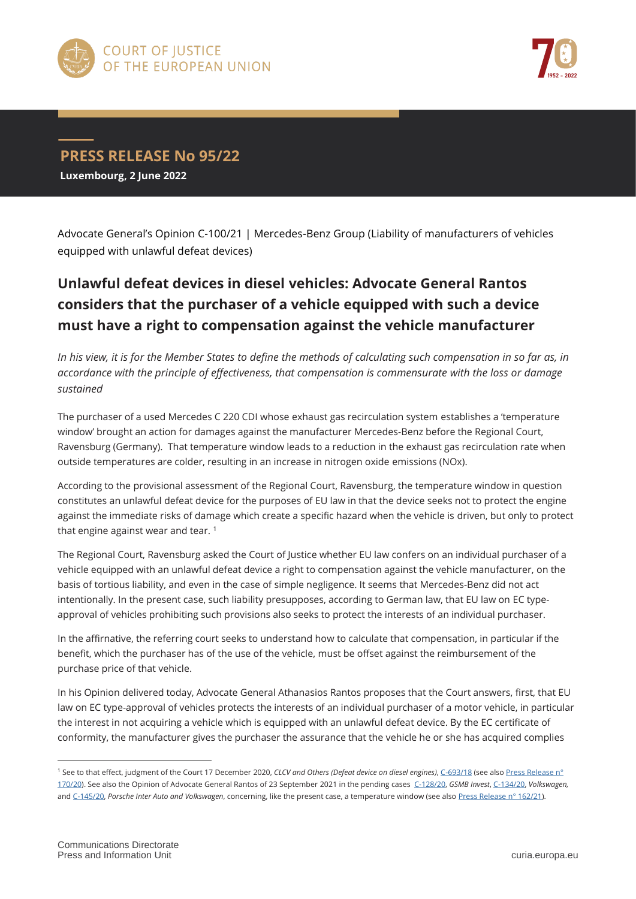COURT OF JUSTICE OF THE EUROPEAN UNION

# PRESS RELEASE No 95/22

**Luxembourg, 2 June 2022**

Advocate General's Opinion C-100/21 | Mercedes-Benz Group (Liability of manufacturers of vehicles equipped with unlawful defeat devices)

## Unlawful defeat devices in diesel vehicles: Advocate General Rantos considers that the purchaser of a vehicle equipped with such a device must have a right to compensation against the vehicle manufacturer

*In his view, it is for the Member States to define the methods of calculating such compensation in so far as, in accordance with the principle of effectiveness, that compensation is commensurate with the loss or damage sustained*

The purchaser of a used Mercedes C 220 CDI whose exhaust gas recirculation system establishes a 'temperature window' brought an action for damages against the manufacturer Mercedes-Benz before the Regional Court, Ravensburg (Germany). That temperature window leads to a reduction in the exhaust gas recirculation rate when outside temperatures are colder, resulting in an increase in nitrogen oxide emissions (NOx).

According to the provisional assessment of the Regional Court, Ravensburg, the temperature window in question constitutes an unlawful defeat device for the purposes of EU law in that the device seeks not to protect the engine against the immediate risks of damage which create a specific hazard when the vehicle is driven, but only to protect that engine against wear and tear. [1]

The Regional Court, Ravensburg asked the Court of Justice whether EU law confers on an individual purchaser of a vehicle equipped with an unlawful defeat device a right to compensation against the vehicle manufacturer, on the basis of tortious liability, and even in the case of simple negligence. It seems that Mercedes-Benz did not act intentionally. In the present case, such liability presupposes, according to German law, that EU law on EC type-approval of vehicles prohibiting such provisions also seeks to protect the interests of an individual purchaser.

In the affirmative, the referring court seeks to understand how to calculate that compensation, in particular if the benefit, which the purchaser has of the use of the vehicle, must be offset against the reimbursement of the purchase price of that vehicle.

In his Opinion delivered today, Advocate General Athanasios Rantos proposes that the Court answers, first, that EU law on EC type-approval of vehicles protects the interests of an individual purchaser of a motor vehicle, in particular the interest in not acquiring a vehicle which is equipped with an unlawful defeat device. By the EC certificate of conformity, the manufacturer gives the purchaser the assurance that the vehicle he or she has acquired complies

---

[1] See to that effect, judgment of the Court 17 December 2020, *CLCV and Others (Defeat device on diesel engines)*, C-693/18 (see also Press Release n° 170/20). See also the Opinion of Advocate General Rantos of 23 September 2021 in the pending cases C-128/20, *GSMB Invest*, C-134/20, *Volkswagen*, and C-145/20, *Porsche Inter Auto and Volkswagen*, concerning, like the present case, a temperature window (see also Press Release n° 162/21).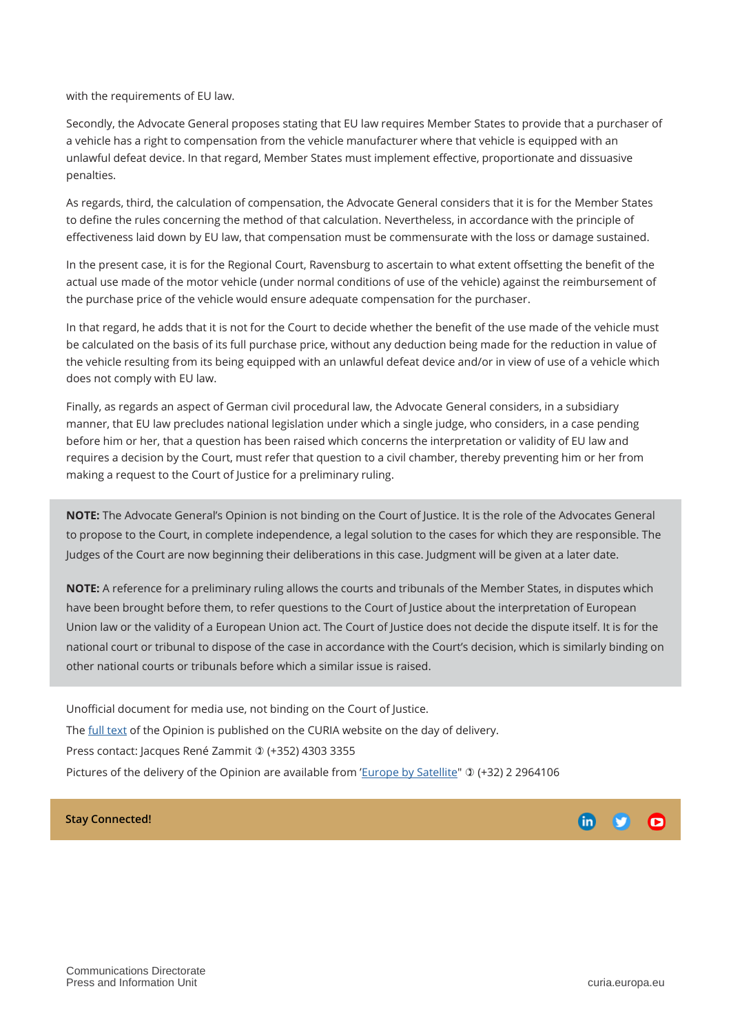with the requirements of EU law.

Secondly, the Advocate General proposes stating that EU law requires Member States to provide that a purchaser of a vehicle has a right to compensation from the vehicle manufacturer where that vehicle is equipped with an unlawful defeat device. In that regard, Member States must implement effective, proportionate and dissuasive penalties.

As regards, third, the calculation of compensation, the Advocate General considers that it is for the Member States to define the rules concerning the method of that calculation. Nevertheless, in accordance with the principle of effectiveness laid down by EU law, that compensation must be commensurate with the loss or damage sustained.

In the present case, it is for the Regional Court, Ravensburg to ascertain to what extent offsetting the benefit of the actual use made of the motor vehicle (under normal conditions of use of the vehicle) against the reimbursement of the purchase price of the vehicle would ensure adequate compensation for the purchaser.

In that regard, he adds that it is not for the Court to decide whether the benefit of the use made of the vehicle must be calculated on the basis of its full purchase price, without any deduction being made for the reduction in value of the vehicle resulting from its being equipped with an unlawful defeat device and/or in view of use of a vehicle which does not comply with EU law.

Finally, as regards an aspect of German civil procedural law, the Advocate General considers, in a subsidiary manner, that EU law precludes national legislation under which a single judge, who considers, in a case pending before him or her, that a question has been raised which concerns the interpretation or validity of EU law and requires a decision by the Court, must refer that question to a civil chamber, thereby preventing him or her from making a request to the Court of Justice for a preliminary ruling.

**NOTE:** The Advocate General's Opinion is not binding on the Court of Justice. It is the role of the Advocates General to propose to the Court, in complete independence, a legal solution to the cases for which they are responsible. The Judges of the Court are now beginning their deliberations in this case. Judgment will be given at a later date.

**NOTE:** A reference for a preliminary ruling allows the courts and tribunals of the Member States, in disputes which have been brought before them, to refer questions to the Court of Justice about the interpretation of European Union law or the validity of a European Union act. The Court of Justice does not decide the dispute itself. It is for the national court or tribunal to dispose of the case in accordance with the Court's decision, which is similarly binding on other national courts or tribunals before which a similar issue is raised.

Unofficial document for media use, not binding on the Court of Justice.

The full text of the Opinion is published on the CURIA website on the day of delivery.

Press contact: Jacques René Zammit ✆ (+352) 4303 3355

Pictures of the delivery of the Opinion are available from 'Europe by Satellite" ✆ (+32) 2 2964106

**Stay Connected!**